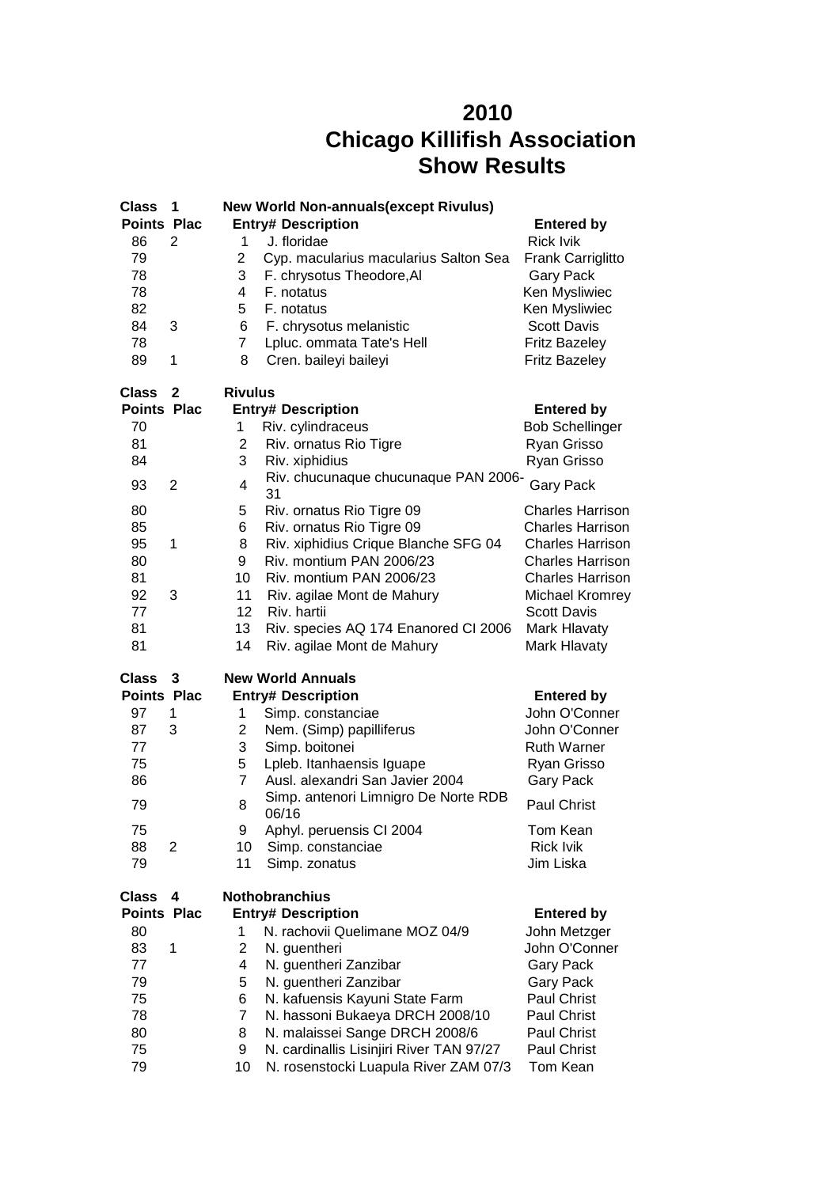# 2010
# Chicago Killifish Association
# Show Results

**Class 1** — **New World Non-annuals(except Rivulus)**

| Points | Plac | Entry# | Description | Entered by |
|---|---|---|---|---|
| 86 | 2 | 1 | J. floridae | Rick Ivik |
| 79 | | 2 | Cyp. macularius macularius Salton Sea | Frank Carriglitto |
| 78 | | 3 | F. chrysotus Theodore,Al | Gary Pack |
| 78 | | 4 | F. notatus | Ken Mysliwiec |
| 82 | | 5 | F. notatus | Ken Mysliwiec |
| 84 | 3 | 6 | F. chrysotus melanistic | Scott Davis |
| 78 | | 7 | Lpluc. ommata Tate's Hell | Fritz Bazeley |
| 89 | 1 | 8 | Cren. baileyi baileyi | Fritz Bazeley |

**Class 2** — **Rivulus**

| Points | Plac | Entry# | Description | Entered by |
|---|---|---|---|---|
| 70 | | 1 | Riv. cylindraceus | Bob Schellinger |
| 81 | | 2 | Riv. ornatus Rio Tigre | Ryan Grisso |
| 84 | | 3 | Riv. xiphidius | Ryan Grisso |
| 93 | 2 | 4 | Riv. chucunaque chucunaque PAN 2006-31 | Gary Pack |
| 80 | | 5 | Riv. ornatus Rio Tigre 09 | Charles Harrison |
| 85 | | 6 | Riv. ornatus Rio Tigre 09 | Charles Harrison |
| 95 | 1 | 8 | Riv. xiphidius Crique Blanche SFG 04 | Charles Harrison |
| 80 | | 9 | Riv. montium PAN 2006/23 | Charles Harrison |
| 81 | | 10 | Riv. montium PAN 2006/23 | Charles Harrison |
| 92 | 3 | 11 | Riv. agilae Mont de Mahury | Michael Kromrey |
| 77 | | 12 | Riv. hartii | Scott Davis |
| 81 | | 13 | Riv. species AQ 174 Enanored CI 2006 | Mark Hlavaty |
| 81 | | 14 | Riv. agilae Mont de Mahury | Mark Hlavaty |

**Class 3** — **New World Annuals**

| Points | Plac | Entry# | Description | Entered by |
|---|---|---|---|---|
| 97 | 1 | 1 | Simp. constanciae | John O'Conner |
| 87 | 3 | 2 | Nem. (Simp) papilliferus | John O'Conner |
| 77 | | 3 | Simp. boitonei | Ruth Warner |
| 75 | | 5 | Lpleb. Itanhaensis Iguape | Ryan Grisso |
| 86 | | 7 | Ausl. alexandri San Javier 2004 | Gary Pack |
| 79 | | 8 | Simp. antenori Limnigro De Norte RDB 06/16 | Paul Christ |
| 75 | | 9 | Aphyl. peruensis CI 2004 | Tom Kean |
| 88 | 2 | 10 | Simp. constanciae | Rick Ivik |
| 79 | | 11 | Simp. zonatus | Jim Liska |

**Class 4** — **Nothobranchius**

| Points | Plac | Entry# | Description | Entered by |
|---|---|---|---|---|
| 80 | | 1 | N. rachovii Quelimane MOZ 04/9 | John Metzger |
| 83 | 1 | 2 | N. guentheri | John O'Conner |
| 77 | | 4 | N. guentheri Zanzibar | Gary Pack |
| 79 | | 5 | N. guentheri Zanzibar | Gary Pack |
| 75 | | 6 | N. kafuensis Kayuni State Farm | Paul Christ |
| 78 | | 7 | N. hassoni Bukaeya DRCH 2008/10 | Paul Christ |
| 80 | | 8 | N. malaissei Sange DRCH 2008/6 | Paul Christ |
| 75 | | 9 | N. cardinallis Lisinjiri River TAN 97/27 | Paul Christ |
| 79 | | 10 | N. rosenstocki Luapula River ZAM 07/3 | Tom Kean |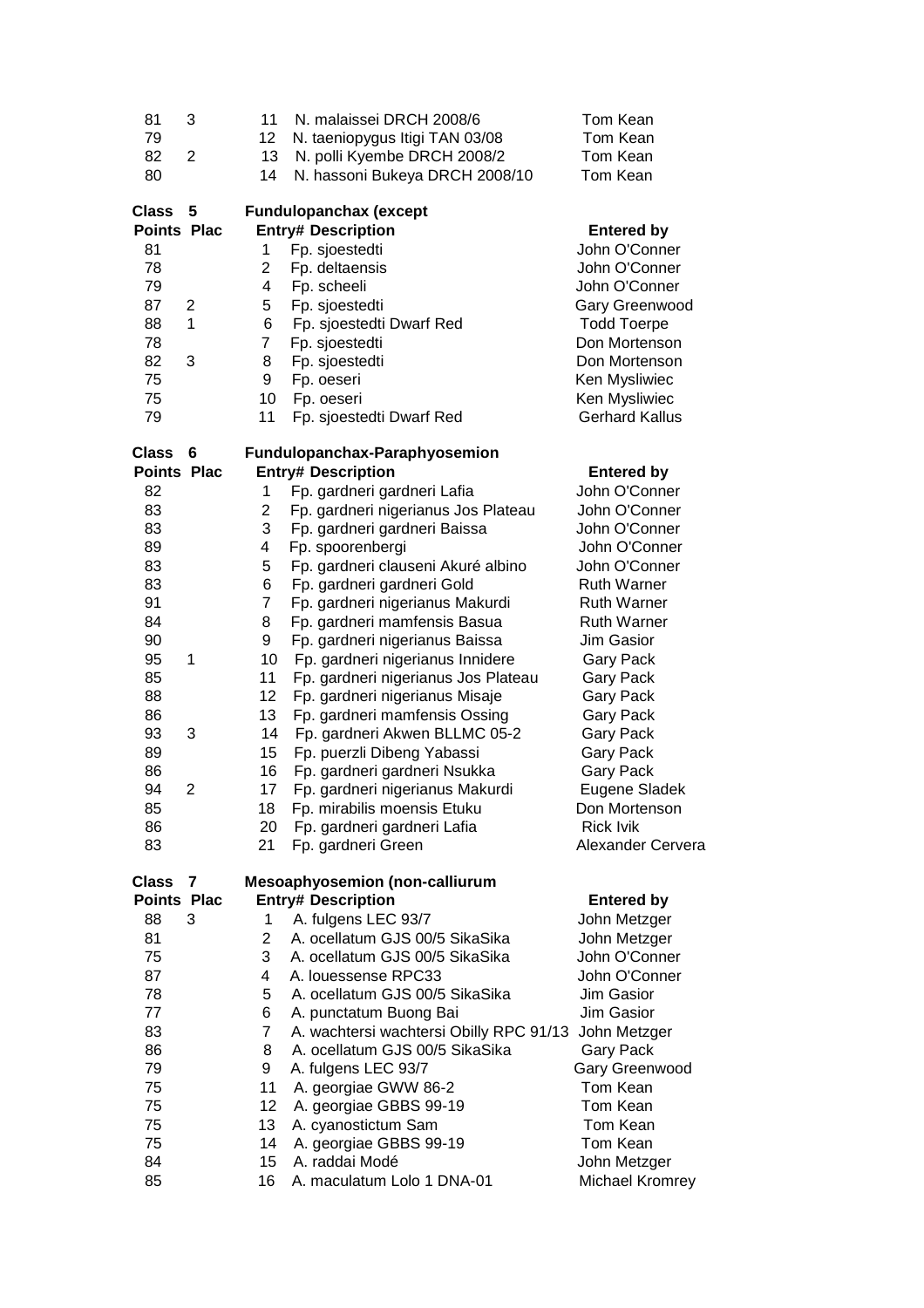| Points | Plac | Entry# | Description | Entered by |
|---|---|---|---|---|
| 81 | 3 | 11 | N. malaissei DRCH 2008/6 | Tom Kean |
| 79 | | 12 | N. taeniopygus Itigi TAN 03/08 | Tom Kean |
| 82 | 2 | 13 | N. polli Kyembe DRCH 2008/2 | Tom Kean |
| 80 | | 14 | N. hassoni Bukeya DRCH 2008/10 | Tom Kean |

**Class 5** **Fundulopanchax (except**

| Points | Plac | Entry# | Description | Entered by |
|---|---|---|---|---|
| 81 | | 1 | Fp. sjoestedti | John O'Conner |
| 78 | | 2 | Fp. deltaensis | John O'Conner |
| 79 | | 4 | Fp. scheeli | John O'Conner |
| 87 | 2 | 5 | Fp. sjoestedti | Gary Greenwood |
| 88 | 1 | 6 | Fp. sjoestedti Dwarf Red | Todd Toerpe |
| 78 | | 7 | Fp. sjoestedti | Don Mortenson |
| 82 | 3 | 8 | Fp. sjoestedti | Don Mortenson |
| 75 | | 9 | Fp. oeseri | Ken Mysliwiec |
| 75 | | 10 | Fp. oeseri | Ken Mysliwiec |
| 79 | | 11 | Fp. sjoestedti Dwarf Red | Gerhard Kallus |

**Class 6** **Fundulopanchax-Paraphyosemion**

| Points | Plac | Entry# | Description | Entered by |
|---|---|---|---|---|
| 82 | | 1 | Fp. gardneri gardneri Lafia | John O'Conner |
| 83 | | 2 | Fp. gardneri nigerianus Jos Plateau | John O'Conner |
| 83 | | 3 | Fp. gardneri gardneri Baissa | John O'Conner |
| 89 | | 4 | Fp. spoorenbergi | John O'Conner |
| 83 | | 5 | Fp. gardneri clauseni Akuré albino | John O'Conner |
| 83 | | 6 | Fp. gardneri gardneri Gold | Ruth Warner |
| 91 | | 7 | Fp. gardneri nigerianus Makurdi | Ruth Warner |
| 84 | | 8 | Fp. gardneri mamfensis Basua | Ruth Warner |
| 90 | | 9 | Fp. gardneri nigerianus Baissa | Jim Gasior |
| 95 | 1 | 10 | Fp. gardneri nigerianus Innidere | Gary Pack |
| 85 | | 11 | Fp. gardneri nigerianus Jos Plateau | Gary Pack |
| 88 | | 12 | Fp. gardneri nigerianus Misaje | Gary Pack |
| 86 | | 13 | Fp. gardneri mamfensis Ossing | Gary Pack |
| 93 | 3 | 14 | Fp. gardneri Akwen BLLMC 05-2 | Gary Pack |
| 89 | | 15 | Fp. puerzli Dibeng Yabassi | Gary Pack |
| 86 | | 16 | Fp. gardneri gardneri Nsukka | Gary Pack |
| 94 | 2 | 17 | Fp. gardneri nigerianus Makurdi | Eugene Sladek |
| 85 | | 18 | Fp. mirabilis moensis Etuku | Don Mortenson |
| 86 | | 20 | Fp. gardneri gardneri Lafia | Rick Ivik |
| 83 | | 21 | Fp. gardneri Green | Alexander Cervera |

**Class 7** **Mesoaphyosemion (non-calliurum**

| Points | Plac | Entry# | Description | Entered by |
|---|---|---|---|---|
| 88 | 3 | 1 | A. fulgens LEC 93/7 | John Metzger |
| 81 | | 2 | A. ocellatum GJS 00/5 SikaSika | John Metzger |
| 75 | | 3 | A. ocellatum GJS 00/5 SikaSika | John O'Conner |
| 87 | | 4 | A. louessense RPC33 | John O'Conner |
| 78 | | 5 | A. ocellatum GJS 00/5 SikaSika | Jim Gasior |
| 77 | | 6 | A. punctatum Buong Bai | Jim Gasior |
| 83 | | 7 | A. wachtersi wachtersi Obilly RPC 91/13 | John Metzger |
| 86 | | 8 | A. ocellatum GJS 00/5 SikaSika | Gary Pack |
| 79 | | 9 | A. fulgens LEC 93/7 | Gary Greenwood |
| 75 | | 11 | A. georgiae GWW 86-2 | Tom Kean |
| 75 | | 12 | A. georgiae GBBS 99-19 | Tom Kean |
| 75 | | 13 | A. cyanostictum Sam | Tom Kean |
| 75 | | 14 | A. georgiae GBBS 99-19 | Tom Kean |
| 84 | | 15 | A. raddai Modé | John Metzger |
| 85 | | 16 | A. maculatum Lolo 1 DNA-01 | Michael Kromrey |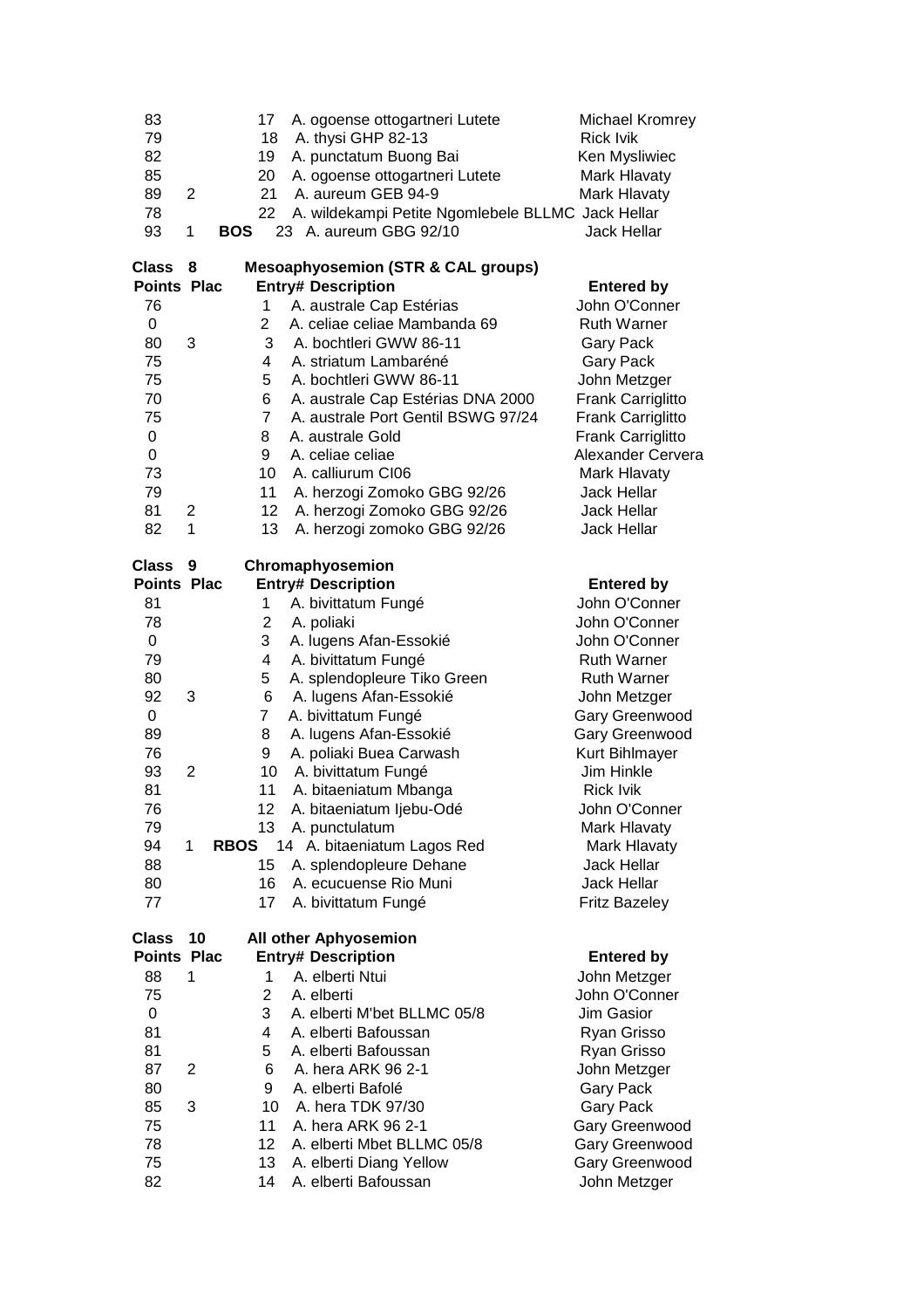| Points | Plac | | Entry# | Description | Entered by |
|---|---|---|---|---|---|
| 83 | | | 17 | A. ogoense ottogartneri Lutete | Michael Kromrey |
| 79 | | | 18 | A. thysi GHP 82-13 | Rick Ivik |
| 82 | | | 19 | A. punctatum Buong Bai | Ken Mysliwiec |
| 85 | | | 20 | A. ogoense ottogartneri Lutete | Mark Hlavaty |
| 89 | 2 | | 21 | A. aureum GEB 94-9 | Mark Hlavaty |
| 78 | | | 22 | A. wildekampi Petite Ngomlebele BLLMC | Jack Hellar |
| 93 | 1 | **BOS** | 23 | A. aureum GBG 92/10 | Jack Hellar |

**Class 8 — Mesoaphyosemion (STR & CAL groups)**

| Points | Plac | | Entry# | Description | Entered by |
|---|---|---|---|---|---|
| 76 | | | 1 | A. australe Cap Estérias | John O'Conner |
| 0 | | | 2 | A. celiae celiae Mambanda 69 | Ruth Warner |
| 80 | 3 | | 3 | A. bochtleri GWW 86-11 | Gary Pack |
| 75 | | | 4 | A. striatum Lambaréné | Gary Pack |
| 75 | | | 5 | A. bochtleri GWW 86-11 | John Metzger |
| 70 | | | 6 | A. australe Cap Estérias DNA 2000 | Frank Carriglitto |
| 75 | | | 7 | A. australe Port Gentil BSWG 97/24 | Frank Carriglitto |
| 0 | | | 8 | A. australe Gold | Frank Carriglitto |
| 0 | | | 9 | A. celiae celiae | Alexander Cervera |
| 73 | | | 10 | A. calliurum CI06 | Mark Hlavaty |
| 79 | | | 11 | A. herzogi Zomoko GBG 92/26 | Jack Hellar |
| 81 | 2 | | 12 | A. herzogi Zomoko GBG 92/26 | Jack Hellar |
| 82 | 1 | | 13 | A. herzogi zomoko GBG 92/26 | Jack Hellar |

**Class 9 — Chromaphyosemion**

| Points | Plac | | Entry# | Description | Entered by |
|---|---|---|---|---|---|
| 81 | | | 1 | A. bivittatum Fungé | John O'Conner |
| 78 | | | 2 | A. poliaki | John O'Conner |
| 0 | | | 3 | A. lugens Afan-Essokié | John O'Conner |
| 79 | | | 4 | A. bivittatum Fungé | Ruth Warner |
| 80 | | | 5 | A. splendopleure Tiko Green | Ruth Warner |
| 92 | 3 | | 6 | A. lugens Afan-Essokié | John Metzger |
| 0 | | | 7 | A. bivittatum Fungé | Gary Greenwood |
| 89 | | | 8 | A. lugens Afan-Essokié | Gary Greenwood |
| 76 | | | 9 | A. poliaki Buea Carwash | Kurt Bihlmayer |
| 93 | 2 | | 10 | A. bivittatum Fungé | Jim Hinkle |
| 81 | | | 11 | A. bitaeniatum Mbanga | Rick Ivik |
| 76 | | | 12 | A. bitaeniatum Ijebu-Odé | John O'Conner |
| 79 | | | 13 | A. punctulatum | Mark Hlavaty |
| 94 | 1 | **RBOS** | 14 | A. bitaeniatum Lagos Red | Mark Hlavaty |
| 88 | | | 15 | A. splendopleure Dehane | Jack Hellar |
| 80 | | | 16 | A. ecucuense Rio Muni | Jack Hellar |
| 77 | | | 17 | A. bivittatum Fungé | Fritz Bazeley |

**Class 10 — All other Aphyosemion**

| Points | Plac | | Entry# | Description | Entered by |
|---|---|---|---|---|---|
| 88 | 1 | | 1 | A. elberti Ntui | John Metzger |
| 75 | | | 2 | A. elberti | John O'Conner |
| 0 | | | 3 | A. elberti M'bet BLLMC 05/8 | Jim Gasior |
| 81 | | | 4 | A. elberti Bafoussan | Ryan Grisso |
| 81 | | | 5 | A. elberti Bafoussan | Ryan Grisso |
| 87 | 2 | | 6 | A. hera ARK 96 2-1 | John Metzger |
| 80 | | | 9 | A. elberti Bafolé | Gary Pack |
| 85 | 3 | | 10 | A. hera TDK 97/30 | Gary Pack |
| 75 | | | 11 | A. hera ARK 96 2-1 | Gary Greenwood |
| 78 | | | 12 | A. elberti Mbet BLLMC 05/8 | Gary Greenwood |
| 75 | | | 13 | A. elberti Diang Yellow | Gary Greenwood |
| 82 | | | 14 | A. elberti Bafoussan | John Metzger |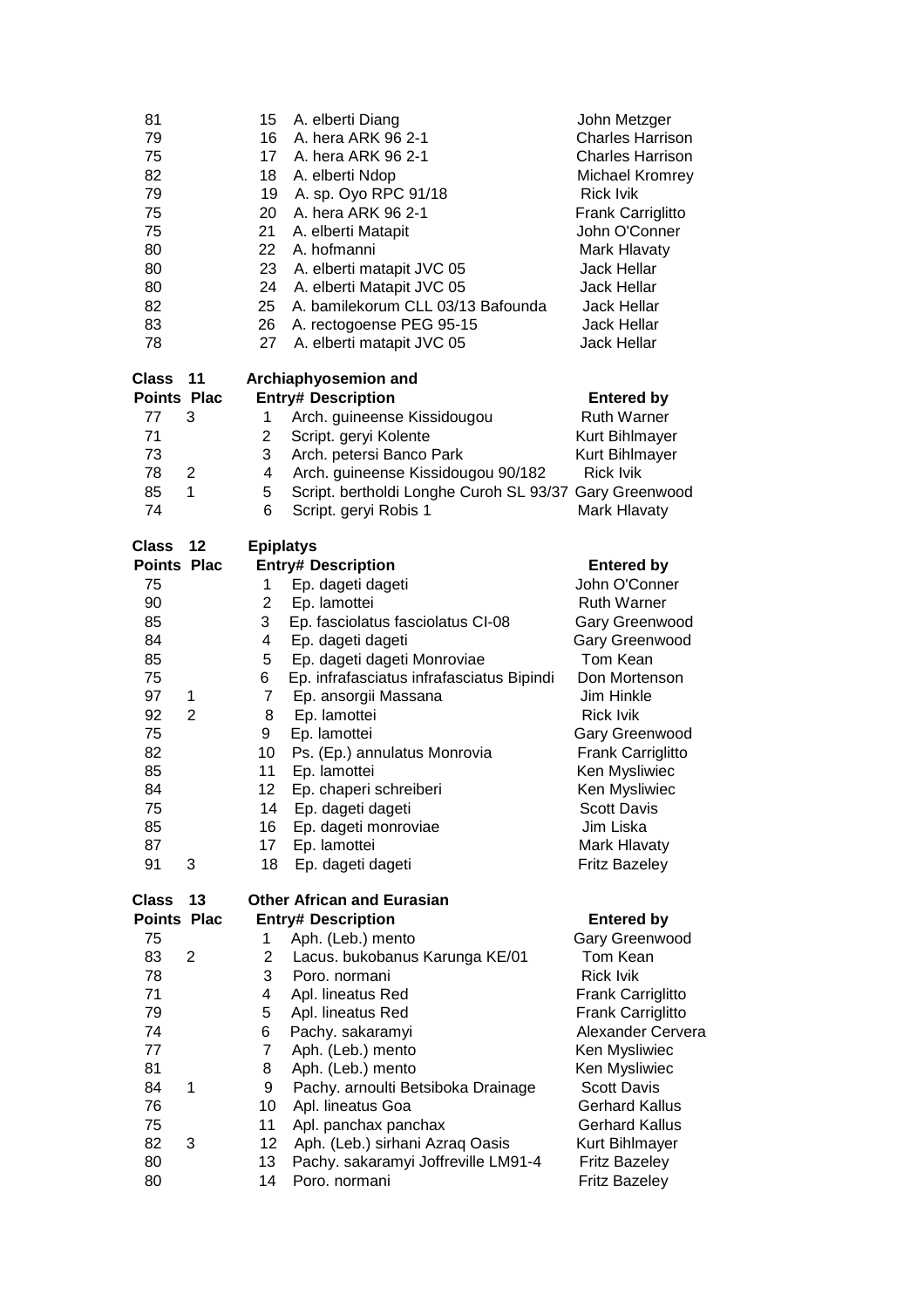| Points | Plac | Entry# | Description | Entered by |
|---|---|---|---|---|
| 81 | | 15 | A. elberti Diang | John Metzger |
| 79 | | 16 | A. hera ARK 96 2-1 | Charles Harrison |
| 75 | | 17 | A. hera ARK 96 2-1 | Charles Harrison |
| 82 | | 18 | A. elberti Ndop | Michael Kromrey |
| 79 | | 19 | A. sp. Oyo RPC 91/18 | Rick Ivik |
| 75 | | 20 | A. hera ARK 96 2-1 | Frank Carriglitto |
| 75 | | 21 | A. elberti Matapit | John O'Conner |
| 80 | | 22 | A. hofmanni | Mark Hlavaty |
| 80 | | 23 | A. elberti matapit JVC 05 | Jack Hellar |
| 80 | | 24 | A. elberti Matapit JVC 05 | Jack Hellar |
| 82 | | 25 | A. bamilekorum CLL 03/13 Bafounda | Jack Hellar |
| 83 | | 26 | A. rectogoense PEG 95-15 | Jack Hellar |
| 78 | | 27 | A. elberti matapit JVC 05 | Jack Hellar |

**Class 11** **Archiaphyosemion and**

| Points | Plac | Entry# | Description | Entered by |
|---|---|---|---|---|
| 77 | 3 | 1 | Arch. guineense Kissidougou | Ruth Warner |
| 71 | | 2 | Script. geryi Kolente | Kurt Bihlmayer |
| 73 | | 3 | Arch. petersi Banco Park | Kurt Bihlmayer |
| 78 | 2 | 4 | Arch. guineense Kissidougou 90/182 | Rick Ivik |
| 85 | 1 | 5 | Script. bertholdi Longhe Curoh SL 93/37 | Gary Greenwood |
| 74 | | 6 | Script. geryi Robis 1 | Mark Hlavaty |

**Class 12** **Epiplatys**

| Points | Plac | Entry# | Description | Entered by |
|---|---|---|---|---|
| 75 | | 1 | Ep. dageti dageti | John O'Conner |
| 90 | | 2 | Ep. lamottei | Ruth Warner |
| 85 | | 3 | Ep. fasciolatus fasciolatus CI-08 | Gary Greenwood |
| 84 | | 4 | Ep. dageti dageti | Gary Greenwood |
| 85 | | 5 | Ep. dageti dageti Monroviae | Tom Kean |
| 75 | | 6 | Ep. infrafasciatus infrafasciatus Bipindi | Don Mortenson |
| 97 | 1 | 7 | Ep. ansorgii Massana | Jim Hinkle |
| 92 | 2 | 8 | Ep. lamottei | Rick Ivik |
| 75 | | 9 | Ep. lamottei | Gary Greenwood |
| 82 | | 10 | Ps. (Ep.) annulatus Monrovia | Frank Carriglitto |
| 85 | | 11 | Ep. lamottei | Ken Mysliwiec |
| 84 | | 12 | Ep. chaperi schreiberi | Ken Mysliwiec |
| 75 | | 14 | Ep. dageti dageti | Scott Davis |
| 85 | | 16 | Ep. dageti monroviae | Jim Liska |
| 87 | | 17 | Ep. lamottei | Mark Hlavaty |
| 91 | 3 | 18 | Ep. dageti dageti | Fritz Bazeley |

**Class 13** **Other African and Eurasian**

| Points | Plac | Entry# | Description | Entered by |
|---|---|---|---|---|
| 75 | | 1 | Aph. (Leb.) mento | Gary Greenwood |
| 83 | 2 | 2 | Lacus. bukobanus Karunga KE/01 | Tom Kean |
| 78 | | 3 | Poro. normani | Rick Ivik |
| 71 | | 4 | Apl. lineatus Red | Frank Carriglitto |
| 79 | | 5 | Apl. lineatus Red | Frank Carriglitto |
| 74 | | 6 | Pachy. sakaramyi | Alexander Cervera |
| 77 | | 7 | Aph. (Leb.) mento | Ken Mysliwiec |
| 81 | | 8 | Aph. (Leb.) mento | Ken Mysliwiec |
| 84 | 1 | 9 | Pachy. arnoulti Betsiboka Drainage | Scott Davis |
| 76 | | 10 | Apl. lineatus Goa | Gerhard Kallus |
| 75 | | 11 | Apl. panchax panchax | Gerhard Kallus |
| 82 | 3 | 12 | Aph. (Leb.) sirhani Azraq Oasis | Kurt Bihlmayer |
| 80 | | 13 | Pachy. sakaramyi Joffreville LM91-4 | Fritz Bazeley |
| 80 | | 14 | Poro. normani | Fritz Bazeley |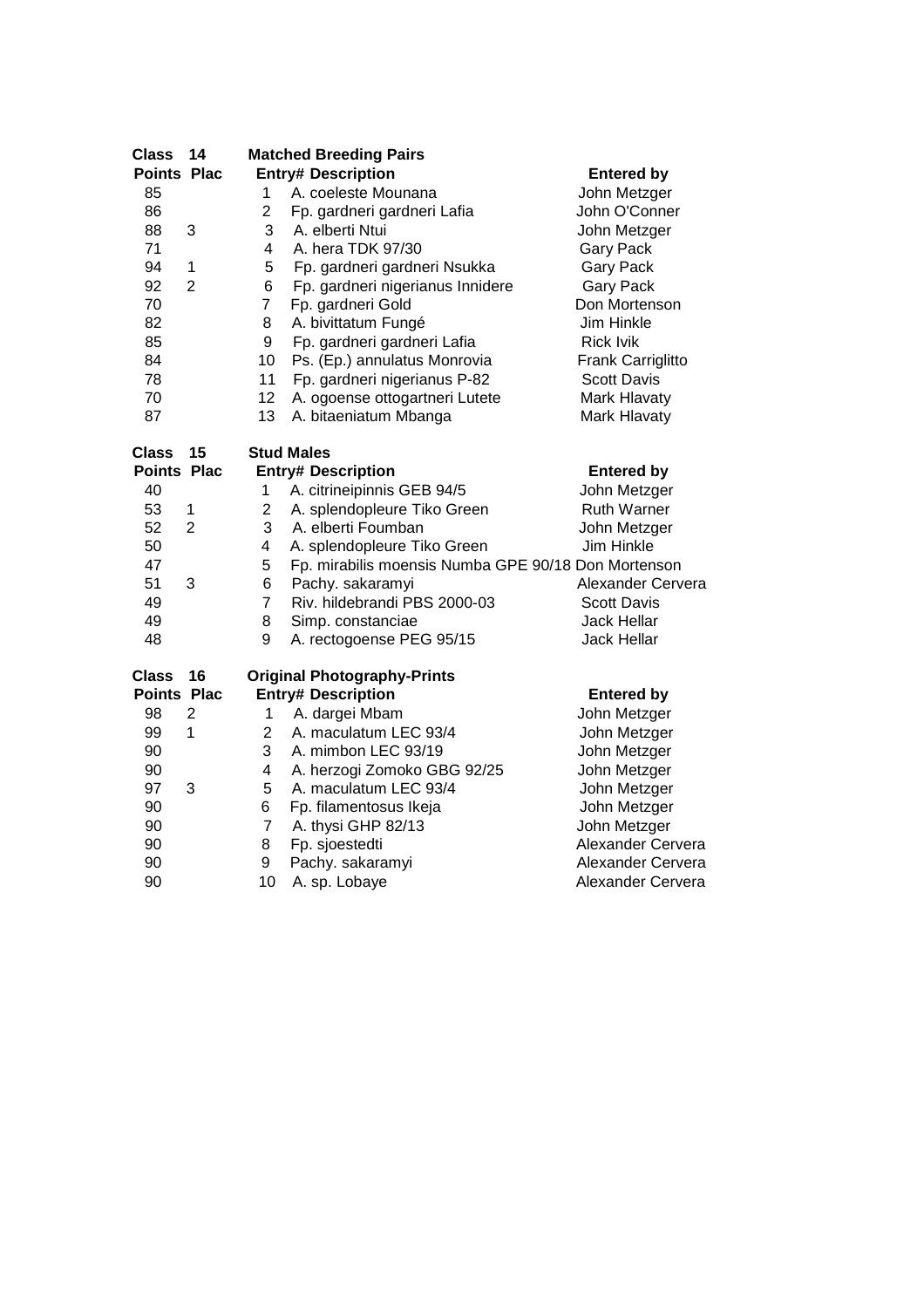**Class 14 Matched Breeding Pairs**

| Points | Plac | Entry# | Description | Entered by |
|---|---|---|---|---|
| 85 | | 1 | A. coeleste Mounana | John Metzger |
| 86 | | 2 | Fp. gardneri gardneri Lafia | John O'Conner |
| 88 | 3 | 3 | A. elberti Ntui | John Metzger |
| 71 | | 4 | A. hera TDK 97/30 | Gary Pack |
| 94 | 1 | 5 | Fp. gardneri gardneri Nsukka | Gary Pack |
| 92 | 2 | 6 | Fp. gardneri nigerianus Innidere | Gary Pack |
| 70 | | 7 | Fp. gardneri Gold | Don Mortenson |
| 82 | | 8 | A. bivittatum Fungé | Jim Hinkle |
| 85 | | 9 | Fp. gardneri gardneri Lafia | Rick Ivik |
| 84 | | 10 | Ps. (Ep.) annulatus Monrovia | Frank Carriglitto |
| 78 | | 11 | Fp. gardneri nigerianus P-82 | Scott Davis |
| 70 | | 12 | A. ogoense ottogartneri Lutete | Mark Hlavaty |
| 87 | | 13 | A. bitaeniatum Mbanga | Mark Hlavaty |

**Class 15 Stud Males**

| Points | Plac | Entry# | Description | Entered by |
|---|---|---|---|---|
| 40 | | 1 | A. citrineipinnis GEB 94/5 | John Metzger |
| 53 | 1 | 2 | A. splendopleure Tiko Green | Ruth Warner |
| 52 | 2 | 3 | A. elberti Foumban | John Metzger |
| 50 | | 4 | A. splendopleure Tiko Green | Jim Hinkle |
| 47 | | 5 | Fp. mirabilis moensis Numba GPE 90/18 | Don Mortenson |
| 51 | 3 | 6 | Pachy. sakaramyi | Alexander Cervera |
| 49 | | 7 | Riv. hildebrandi PBS 2000-03 | Scott Davis |
| 49 | | 8 | Simp. constanciae | Jack Hellar |
| 48 | | 9 | A. rectogoense PEG 95/15 | Jack Hellar |

**Class 16 Original Photography-Prints**

| Points | Plac | Entry# | Description | Entered by |
|---|---|---|---|---|
| 98 | 2 | 1 | A. dargei Mbam | John Metzger |
| 99 | 1 | 2 | A. maculatum LEC 93/4 | John Metzger |
| 90 | | 3 | A. mimbon LEC 93/19 | John Metzger |
| 90 | | 4 | A. herzogi Zomoko GBG 92/25 | John Metzger |
| 97 | 3 | 5 | A. maculatum LEC 93/4 | John Metzger |
| 90 | | 6 | Fp. filamentosus Ikeja | John Metzger |
| 90 | | 7 | A. thysi GHP 82/13 | John Metzger |
| 90 | | 8 | Fp. sjoestedti | Alexander Cervera |
| 90 | | 9 | Pachy. sakaramyi | Alexander Cervera |
| 90 | | 10 | A. sp. Lobaye | Alexander Cervera |